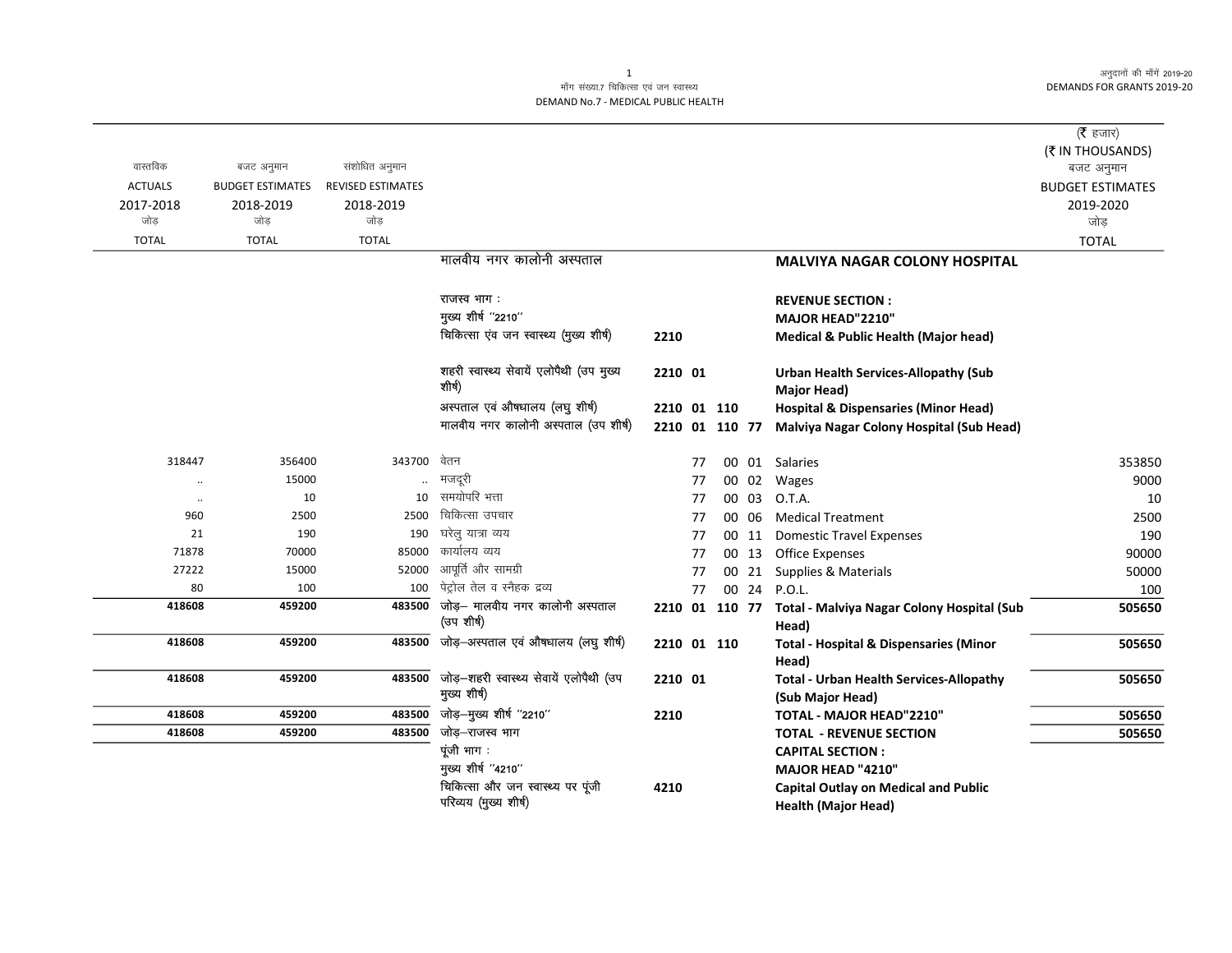माँग संख्या.7 चिकित्सा एवं जन स्वास्थ्य
DEMAND No.7 - MEDICAL PUBLIC HEALTH

अनुदानों की माँगें 2019-20
DEMANDS FOR GRANTS 2019-20

(₹ हजार)
(₹ IN THOUSANDS)

| वास्तविक ACTUALS 2017-2018 जोड़ TOTAL | बजट अनुमान BUDGET ESTIMATES 2018-2019 जोड़ TOTAL | संशोधित अनुमान REVISED ESTIMATES 2018-2019 जोड़ TOTAL | | | | | | | बजट अनुमान BUDGET ESTIMATES 2019-2020 जोड़ TOTAL |
|---|---|---|---|---|---|---|---|---|---|
| | | | मालवीय नगर कालोनी अस्पताल | | | | | **MALVIYA NAGAR COLONY HOSPITAL** | |
| | | | राजस्व भाग : | | | | | **REVENUE SECTION :** | |
| | | | मुख्य शीर्ष ''2210'' | | | | | **MAJOR HEAD"2210"** | |
| | | | चिकित्सा एवं जन स्वास्थ्य (मुख्य शीर्ष) | 2210 | | | | **Medical & Public Health (Major head)** | |
| | | | शहरी स्वास्थ्य सेवायें एलोपैथी (उप मुख्य शीर्ष) | 2210 01 | | | | **Urban Health Services-Allopathy (Sub Major Head)** | |
| | | | अस्पताल एवं औषधालय (लघु शीर्ष) | 2210 01 110 | | | | **Hospital & Dispensaries (Minor Head)** | |
| | | | मालवीय नगर कालोनी अस्पताल (उप शीर्ष) | 2210 01 110 77 | | | | **Malviya Nagar Colony Hospital (Sub Head)** | |
| 318447 | 356400 | 343700 | वेतन | | 77 | 00 | 01 | Salaries | 353850 |
| .. | 15000 | .. | मजदूरी | | 77 | 00 | 02 | Wages | 9000 |
| .. | 10 | 10 | समयोपरि भत्ता | | 77 | 00 | 03 | O.T.A. | 10 |
| 960 | 2500 | 2500 | चिकित्सा उपचार | | 77 | 00 | 06 | Medical Treatment | 2500 |
| 21 | 190 | 190 | घरेलु यात्रा व्यय | | 77 | 00 | 11 | Domestic Travel Expenses | 190 |
| 71878 | 70000 | 85000 | कार्यालय व्यय | | 77 | 00 | 13 | Office Expenses | 90000 |
| 27222 | 15000 | 52000 | आपूर्ति और सामग्री | | 77 | 00 | 21 | Supplies & Materials | 50000 |
| 80 | 100 | 100 | पेट्रोल तेल व स्नैहक द्रव्य | | 77 | 00 | 24 | P.O.L. | 100 |
| **418608** | **459200** | **483500** | जोड़– मालवीय नगर कालोनी अस्पताल (उप शीर्ष) | 2210 01 110 77 | | | | **Total - Malviya Nagar Colony Hospital (Sub Head)** | **505650** |
| **418608** | **459200** | **483500** | जोड़–अस्पताल एवं औषधालय (लघु शीर्ष) | 2210 01 110 | | | | **Total - Hospital & Dispensaries (Minor Head)** | **505650** |
| **418608** | **459200** | **483500** | जोड़–शहरी स्वास्थ्य सेवायें एलोपैथी (उप मुख्य शीर्ष) | 2210 01 | | | | **Total - Urban Health Services-Allopathy (Sub Major Head)** | **505650** |
| **418608** | **459200** | **483500** | जोड़–मुख्य शीर्ष ''2210'' | 2210 | | | | **TOTAL - MAJOR HEAD"2210"** | **505650** |
| **418608** | **459200** | **483500** | जोड़–राजस्व भाग | | | | | **TOTAL - REVENUE SECTION** | **505650** |
| | | | पूंजी भाग : | | | | | **CAPITAL SECTION :** | |
| | | | मुख्य शीर्ष ''4210'' | | | | | **MAJOR HEAD "4210"** | |
| | | | चिकित्सा और जन स्वास्थ्य पर पूंजी परिव्यय (मुख्य शीर्ष) | 4210 | | | | **Capital Outlay on Medical and Public Health (Major Head)** | |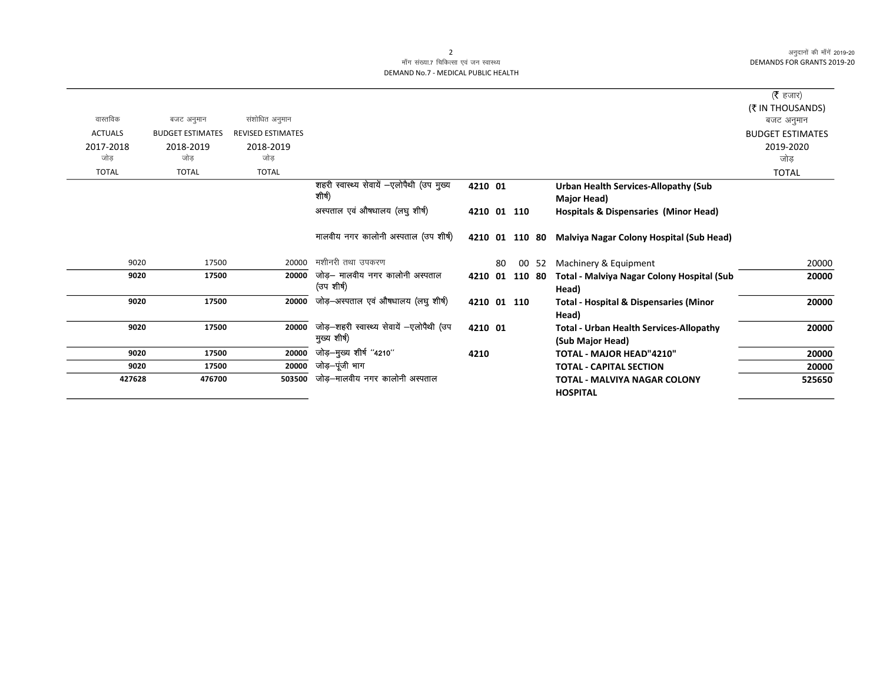माँग संख्या.7 चिकित्सा एवं जन स्वास्थ्य
DEMAND No.7 - MEDICAL PUBLIC HEALTH

| वास्तविक ACTUALS 2017-2018 जोड़ TOTAL | बजट अनुमान BUDGET ESTIMATES 2018-2019 जोड़ TOTAL | संशोधित अनुमान REVISED ESTIMATES 2018-2019 जोड़ TOTAL | | | | (₹ हजार) (₹ IN THOUSANDS) बजट अनुमान BUDGET ESTIMATES 2019-2020 जोड़ TOTAL |
|---|---|---|---|---|---|---|
| | | | शहरी स्वास्थ्य सेवायें –एलोपैथी (उप मुख्य शीर्ष) | 4210 01 | **Urban Health Services-Allopathy (Sub Major Head)** | |
| | | | अस्पताल एवं औषधालय (लघु शीर्ष) | 4210 01 110 | **Hospitals & Dispensaries (Minor Head)** | |
| | | | मालवीय नगर कालोनी अस्पताल (उप शीर्ष) | 4210 01 110 80 | **Malviya Nagar Colony Hospital (Sub Head)** | |
| 9020 | 17500 | 20000 | मशीनरी तथा उपकरण | 80 00 52 | Machinery & Equipment | 20000 |
| **9020** | **17500** | **20000** | जोड़– मालवीय नगर कालोनी अस्पताल (उप शीर्ष) | **4210 01 110 80** | **Total - Malviya Nagar Colony Hospital (Sub Head)** | **20000** |
| **9020** | **17500** | **20000** | जोड़–अस्पताल एवं औषधालय (लघु शीर्ष) | **4210 01 110** | **Total - Hospital & Dispensaries (Minor Head)** | **20000** |
| **9020** | **17500** | **20000** | जोड़–शहरी स्वास्थ्य सेवायें –एलोपैथी (उप मुख्य शीर्ष) | **4210 01** | **Total - Urban Health Services-Allopathy (Sub Major Head)** | **20000** |
| **9020** | **17500** | **20000** | जोड़–मुख्य शीर्ष "4210" | **4210** | **TOTAL - MAJOR HEAD"4210"** | **20000** |
| **9020** | **17500** | **20000** | जोड़–पूंजी भाग | | **TOTAL - CAPITAL SECTION** | **20000** |
| **427628** | **476700** | **503500** | जोड़–मालवीय नगर कालोनी अस्पताल | | **TOTAL - MALVIYA NAGAR COLONY HOSPITAL** | **525650** |